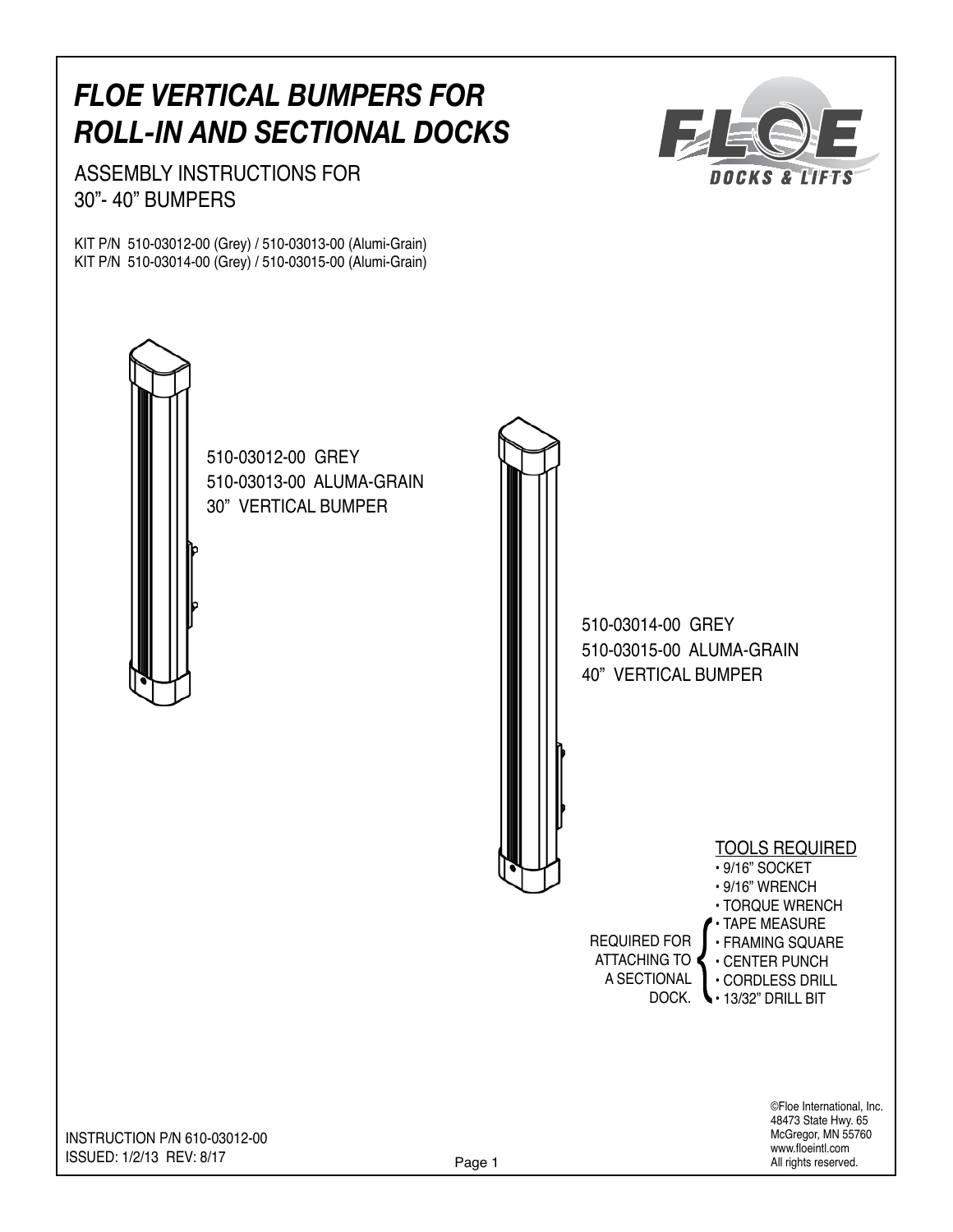# FLOE VERTICAL BUMPERS FOR ROLL-IN AND SECTIONAL DOCKS

FLOE DOCKS & LIFTS

## ASSEMBLY INSTRUCTIONS FOR 30"- 40" BUMPERS

KIT P/N 510-03012-00 (Grey) / 510-03013-00 (Alumi-Grain)
KIT P/N 510-03014-00 (Grey) / 510-03015-00 (Alumi-Grain)

510-03012-00 GREY
510-03013-00 ALUMA-GRAIN
30" VERTICAL BUMPER

510-03014-00 GREY
510-03015-00 ALUMA-GRAIN
40" VERTICAL BUMPER

### TOOLS REQUIRED

- 9/16" SOCKET
- 9/16" WRENCH
- TORQUE WRENCH

REQUIRED FOR ATTACHING TO A SECTIONAL DOCK:

- TAPE MEASURE
- FRAMING SQUARE
- CENTER PUNCH
- CORDLESS DRILL
- 13/32" DRILL BIT

INSTRUCTION P/N 610-03012-00
ISSUED: 1/2/13 REV: 8/17

©Floe International, Inc.
48473 State Hwy. 65
McGregor, MN 55760
www.floeintl.com
All rights reserved.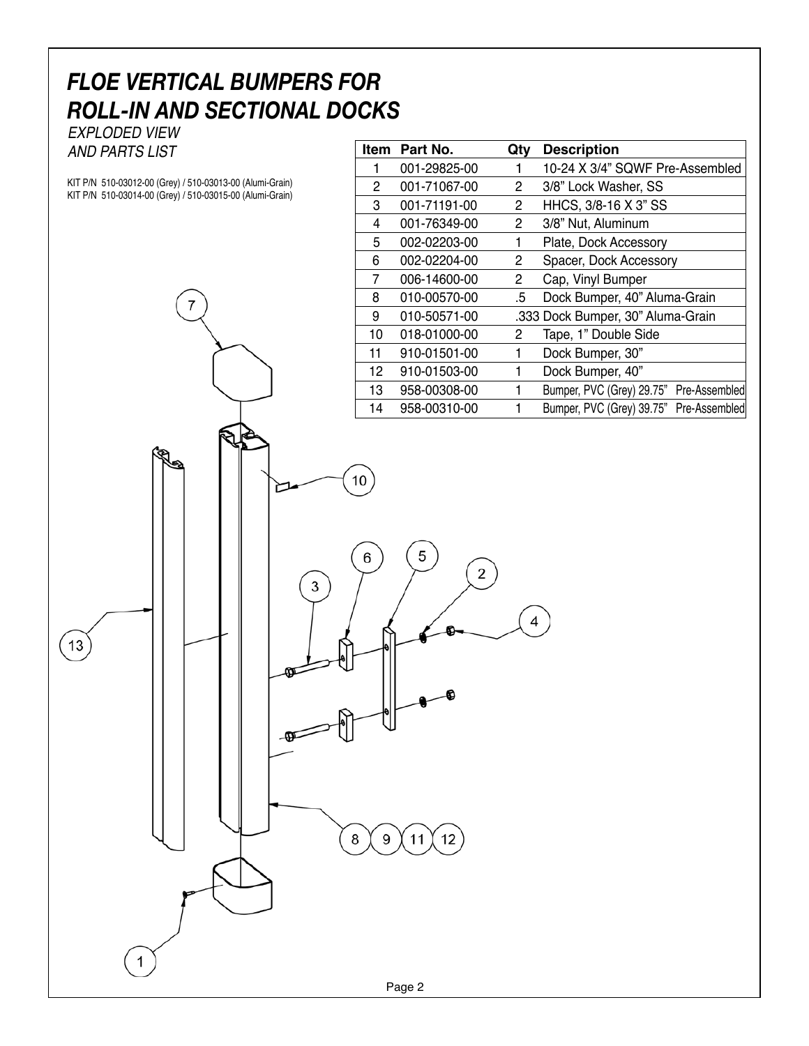# FLOE VERTICAL BUMPERS FOR ROLL-IN AND SECTIONAL DOCKS

*EXPLODED VIEW AND PARTS LIST*

KIT P/N 510-03012-00 (Grey) / 510-03013-00 (Alumi-Grain)
KIT P/N 510-03014-00 (Grey) / 510-03015-00 (Alumi-Grain)

| Item | Part No. | Qty | Description |
|---|---|---|---|
| 1 | 001-29825-00 | 1 | 10-24 X 3/4" SQWF Pre-Assembled |
| 2 | 001-71067-00 | 2 | 3/8" Lock Washer, SS |
| 3 | 001-71191-00 | 2 | HHCS, 3/8-16 X 3" SS |
| 4 | 001-76349-00 | 2 | 3/8" Nut, Aluminum |
| 5 | 002-02203-00 | 1 | Plate, Dock Accessory |
| 6 | 002-02204-00 | 2 | Spacer, Dock Accessory |
| 7 | 006-14600-00 | 2 | Cap, Vinyl Bumper |
| 8 | 010-00570-00 | .5 | Dock Bumper, 40" Aluma-Grain |
| 9 | 010-50571-00 | .333 | Dock Bumper, 30" Aluma-Grain |
| 10 | 018-01000-00 | 2 | Tape, 1" Double Side |
| 11 | 910-01501-00 | 1 | Dock Bumper, 30" |
| 12 | 910-01503-00 | 1 | Dock Bumper, 40" |
| 13 | 958-00308-00 | 1 | Bumper, PVC (Grey) 29.75" Pre-Assembled |
| 14 | 958-00310-00 | 1 | Bumper, PVC (Grey) 39.75" Pre-Assembled |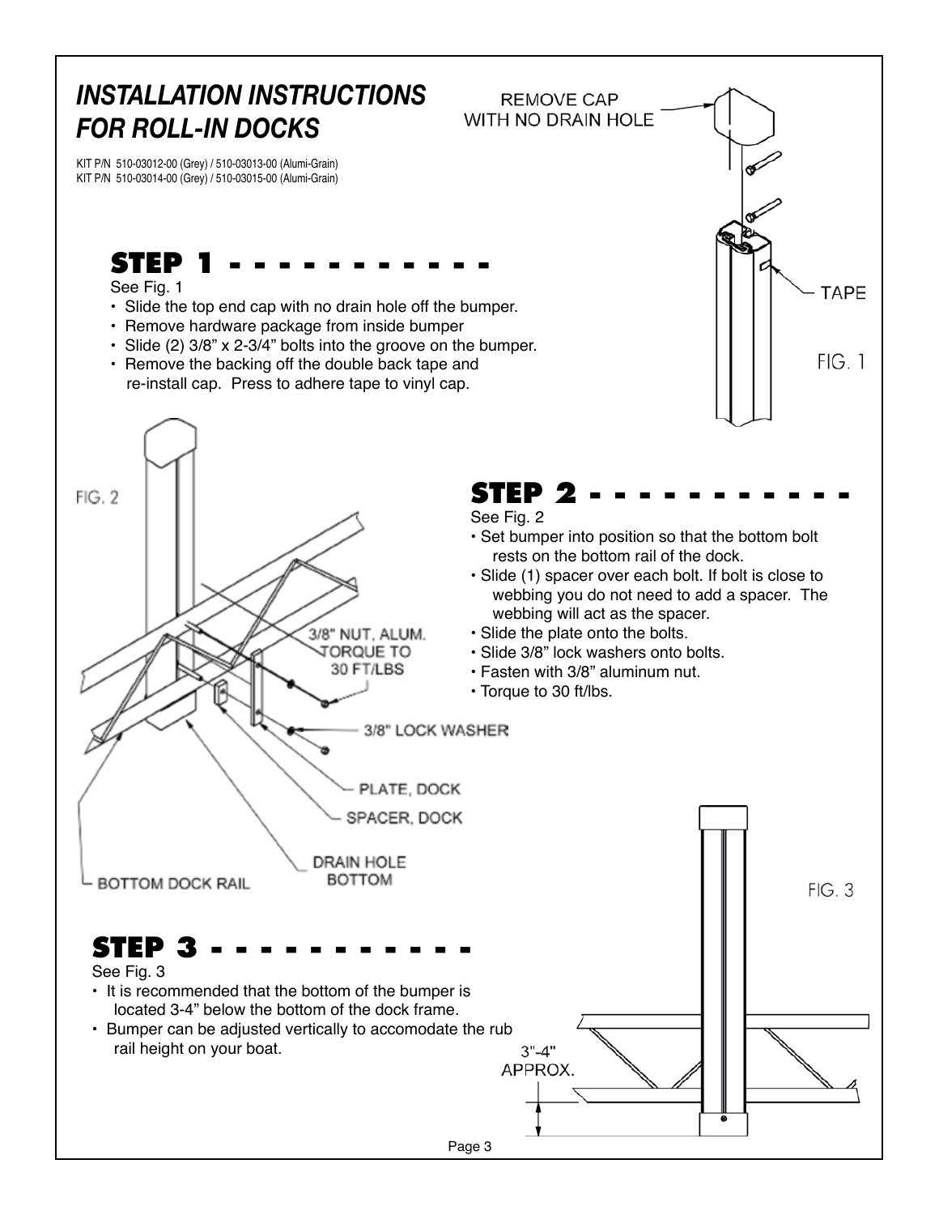# *INSTALLATION INSTRUCTIONS FOR ROLL-IN DOCKS*

KIT P/N 510-03012-00 (Grey) / 510-03013-00 (Alumi-Grain)
KIT P/N 510-03014-00 (Grey) / 510-03015-00 (Alumi-Grain)

REMOVE CAP WITH NO DRAIN HOLE

TAPE

FIG. 1

## STEP 1 - - - - - - - - - - -

See Fig. 1

- Slide the top end cap with no drain hole off the bumper.
- Remove hardware package from inside bumper
- Slide (2) 3/8" x 2-3/4" bolts into the groove on the bumper.
- Remove the backing off the double back tape and re-install cap. Press to adhere tape to vinyl cap.

FIG. 2

3/8" NUT, ALUM. TORQUE TO 30 FT/LBS

3/8" LOCK WASHER

PLATE, DOCK

SPACER, DOCK

DRAIN HOLE BOTTOM

BOTTOM DOCK RAIL

## STEP 2 - - - - - - - - - - -

See Fig. 2

- Set bumper into position so that the bottom bolt rests on the bottom rail of the dock.
- Slide (1) spacer over each bolt. If bolt is close to webbing you do not need to add a spacer. The webbing will act as the spacer.
- Slide the plate onto the bolts.
- Slide 3/8" lock washers onto bolts.
- Fasten with 3/8" aluminum nut.
- Torque to 30 ft/lbs.

FIG. 3

3"-4" APPROX.

## STEP 3 - - - - - - - - - - -

See Fig. 3

- It is recommended that the bottom of the bumper is located 3-4" below the bottom of the dock frame.
- Bumper can be adjusted vertically to accomodate the rub rail height on your boat.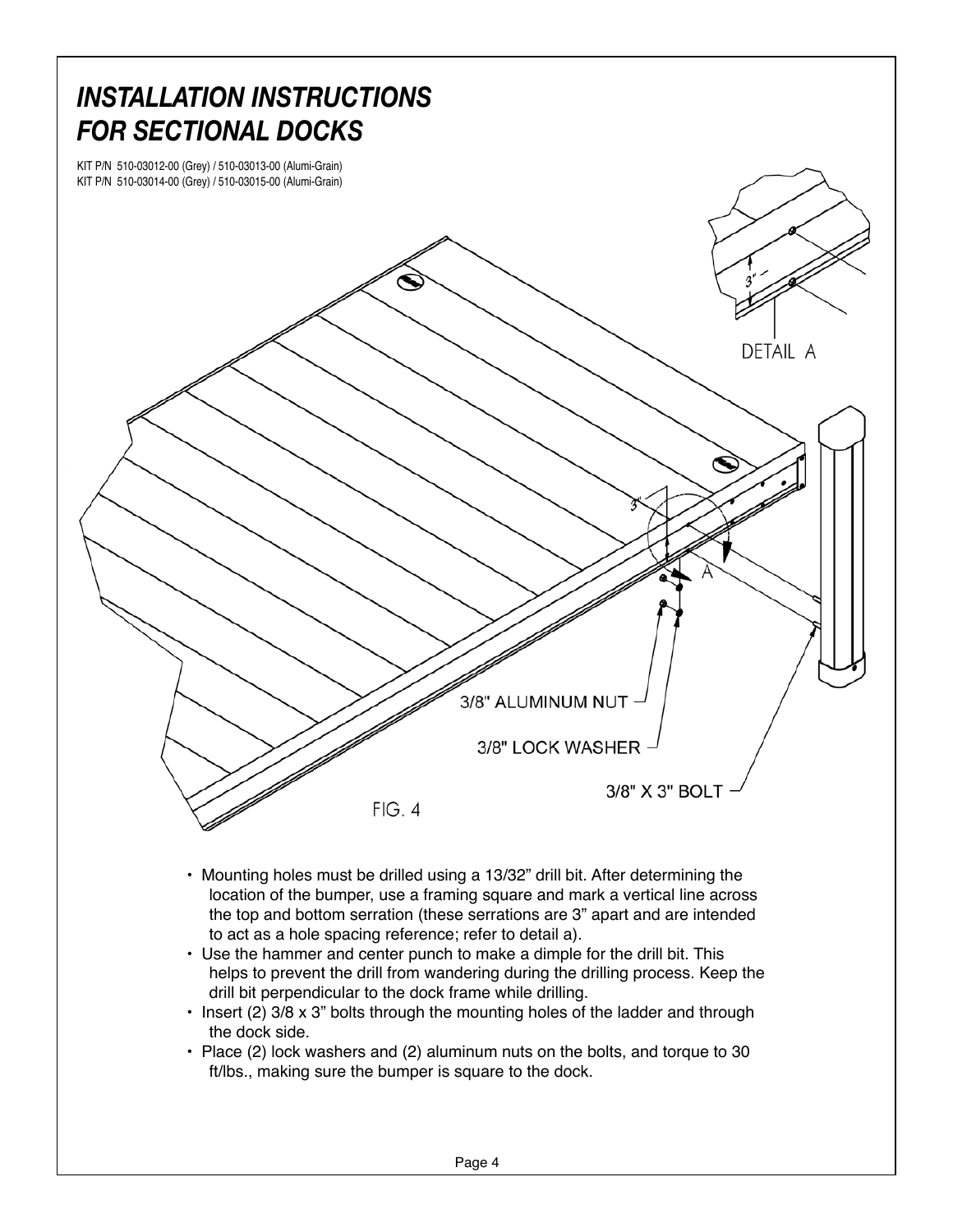# INSTALLATION INSTRUCTIONS FOR SECTIONAL DOCKS

KIT P/N 510-03012-00 (Grey) / 510-03013-00 (Alumi-Grain)
KIT P/N 510-03014-00 (Grey) / 510-03015-00 (Alumi-Grain)

DETAIL A

3"

A

3/8" ALUMINUM NUT

3/8" LOCK WASHER

3/8" X 3" BOLT

FIG. 4

- Mounting holes must be drilled using a 13/32" drill bit. After determining the location of the bumper, use a framing square and mark a vertical line across the top and bottom serration (these serrations are 3" apart and are intended to act as a hole spacing reference; refer to detail a).
- Use the hammer and center punch to make a dimple for the drill bit. This helps to prevent the drill from wandering during the drilling process. Keep the drill bit perpendicular to the dock frame while drilling.
- Insert (2) 3/8 x 3" bolts through the mounting holes of the ladder and through the dock side.
- Place (2) lock washers and (2) aluminum nuts on the bolts, and torque to 30 ft/lbs., making sure the bumper is square to the dock.